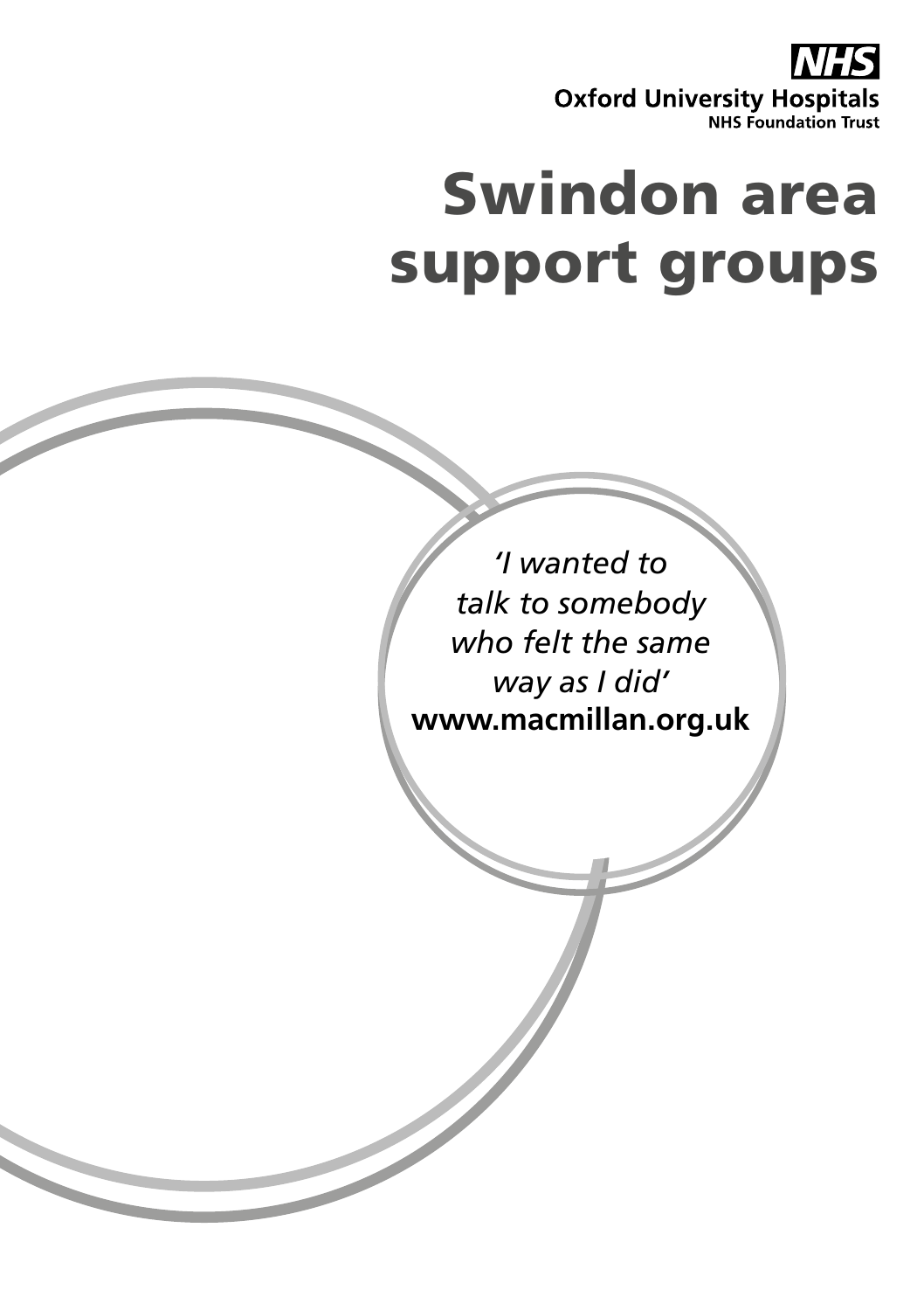**NHS**
**Oxford University Hospitals**
**NHS Foundation Trust**

# Swindon area support groups

*'I wanted to talk to somebody who felt the same way as I did'*
**www.macmillan.org.uk**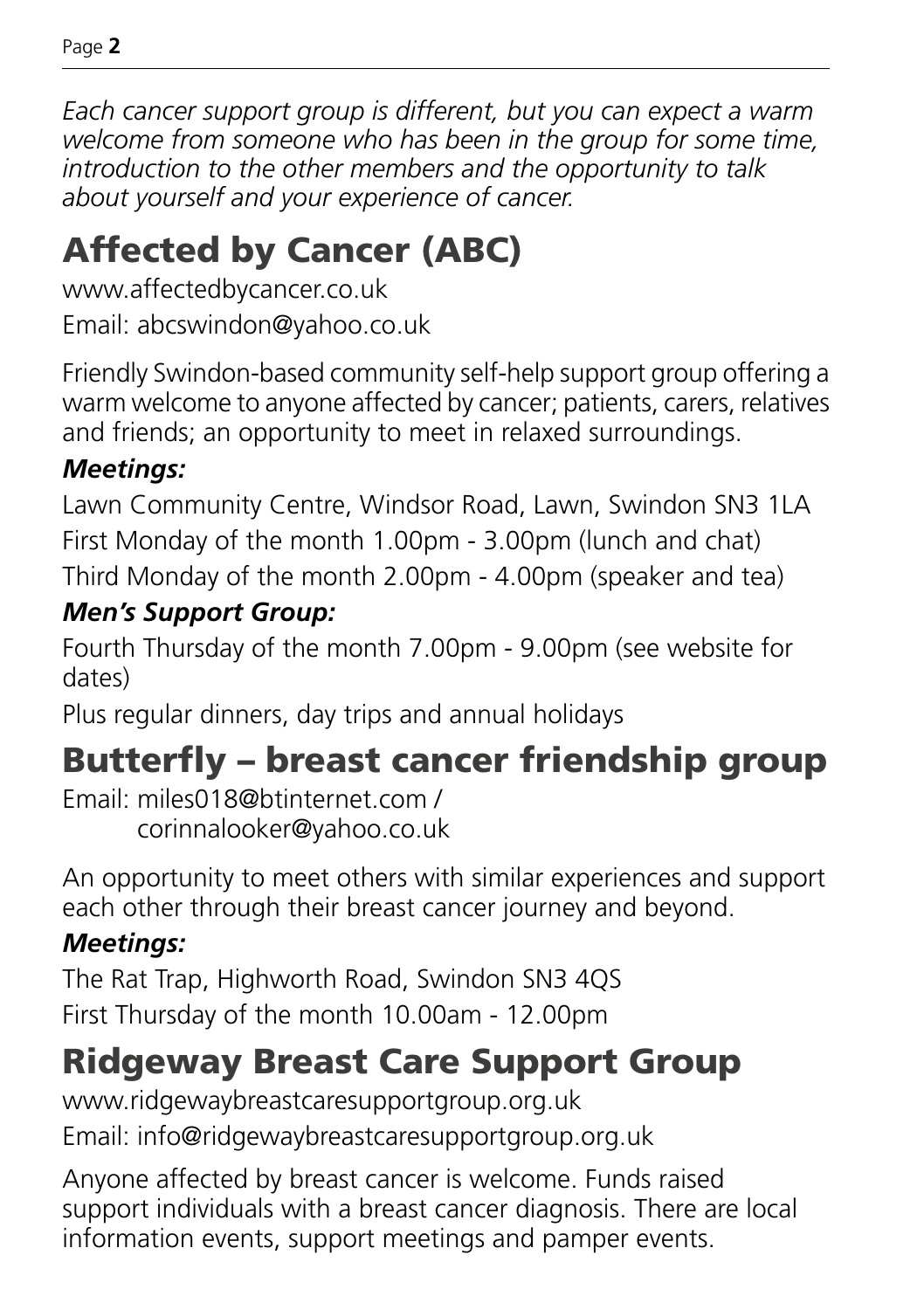*Each cancer support group is different, but you can expect a warm welcome from someone who has been in the group for some time, introduction to the other members and the opportunity to talk about yourself and your experience of cancer.*

## Affected by Cancer (ABC)

www.affectedbycancer.co.uk

Email: abcswindon@yahoo.co.uk

Friendly Swindon-based community self-help support group offering a warm welcome to anyone affected by cancer; patients, carers, relatives and friends; an opportunity to meet in relaxed surroundings.

***Meetings:***

Lawn Community Centre, Windsor Road, Lawn, Swindon SN3 1LA

First Monday of the month 1.00pm - 3.00pm (lunch and chat)

Third Monday of the month 2.00pm - 4.00pm (speaker and tea)

***Men's Support Group:***

Fourth Thursday of the month 7.00pm - 9.00pm (see website for dates)

Plus regular dinners, day trips and annual holidays

## Butterfly – breast cancer friendship group

Email: miles018@btinternet.com /
corinnalooker@yahoo.co.uk

An opportunity to meet others with similar experiences and support each other through their breast cancer journey and beyond.

***Meetings:***

The Rat Trap, Highworth Road, Swindon SN3 4QS

First Thursday of the month 10.00am - 12.00pm

## Ridgeway Breast Care Support Group

www.ridgewaybreastcaresupportgroup.org.uk

Email: info@ridgewaybreastcaresupportgroup.org.uk

Anyone affected by breast cancer is welcome. Funds raised support individuals with a breast cancer diagnosis. There are local information events, support meetings and pamper events.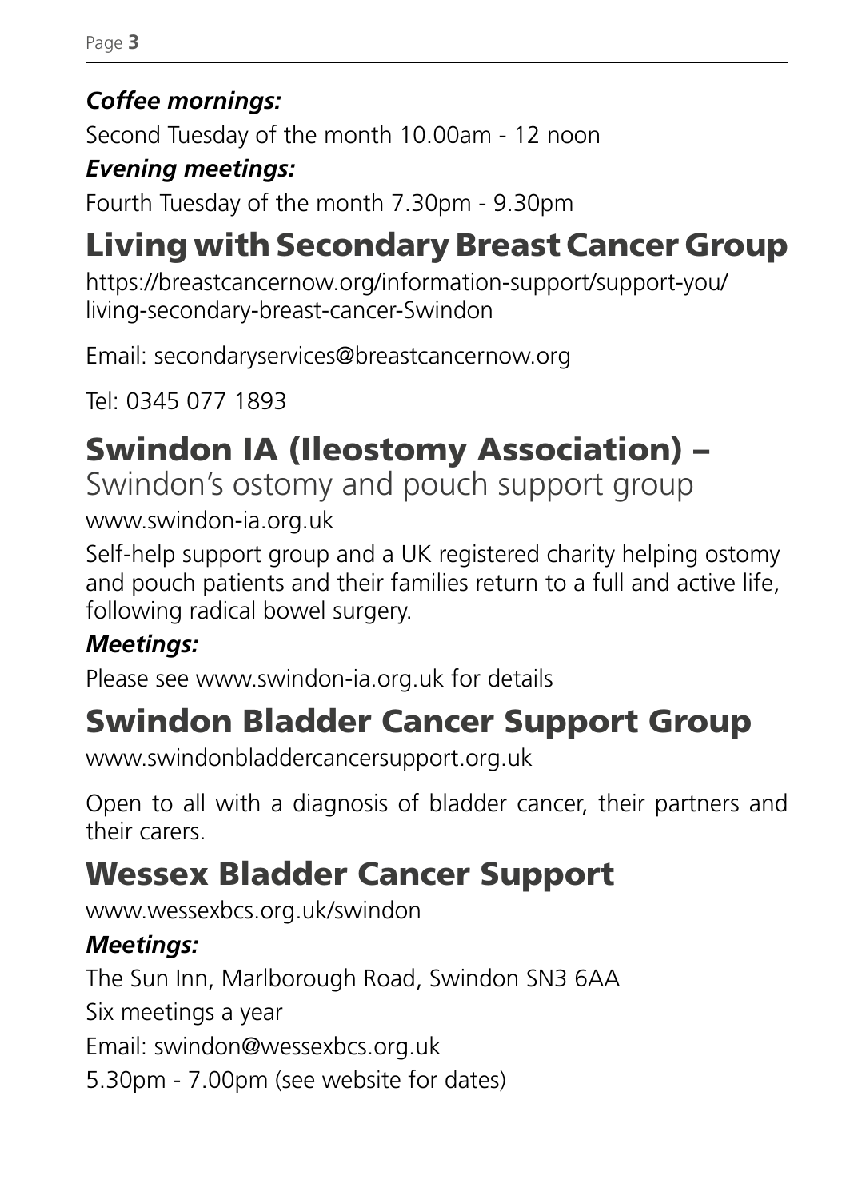***Coffee mornings:***

Second Tuesday of the month 10.00am - 12 noon

***Evening meetings:***

Fourth Tuesday of the month 7.30pm - 9.30pm

## Living with Secondary Breast Cancer Group

https://breastcancernow.org/information-support/support-you/living-secondary-breast-cancer-Swindon

Email: secondaryservices@breastcancernow.org

Tel: 0345 077 1893

## Swindon IA (Ileostomy Association) – Swindon's ostomy and pouch support group

www.swindon-ia.org.uk

Self-help support group and a UK registered charity helping ostomy and pouch patients and their families return to a full and active life, following radical bowel surgery.

***Meetings:***

Please see www.swindon-ia.org.uk for details

## Swindon Bladder Cancer Support Group

www.swindonbladdercancersupport.org.uk

Open to all with a diagnosis of bladder cancer, their partners and their carers.

## Wessex Bladder Cancer Support

www.wessexbcs.org.uk/swindon

***Meetings:***

The Sun Inn, Marlborough Road, Swindon SN3 6AA

Six meetings a year

Email: swindon@wessexbcs.org.uk

5.30pm - 7.00pm (see website for dates)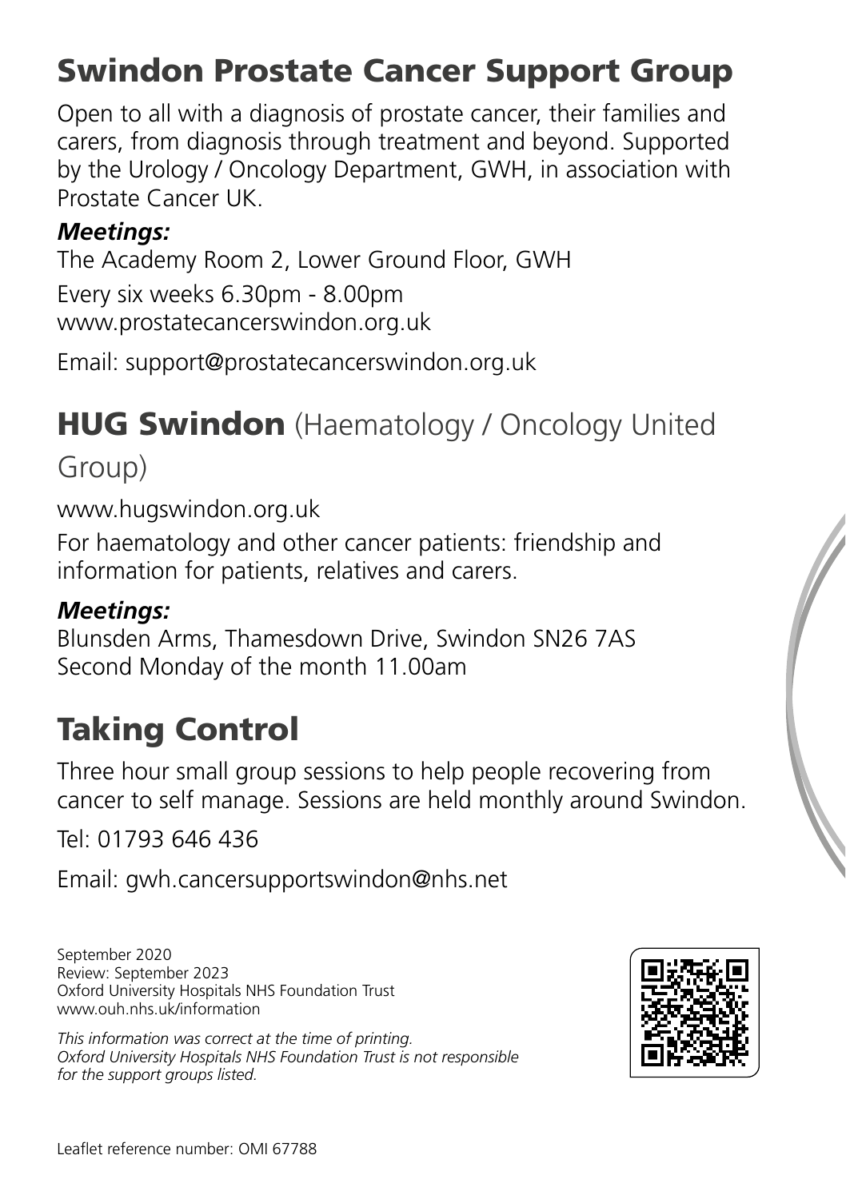## Swindon Prostate Cancer Support Group

Open to all with a diagnosis of prostate cancer, their families and carers, from diagnosis through treatment and beyond. Supported by the Urology / Oncology Department, GWH, in association with Prostate Cancer UK.

***Meetings:***

The Academy Room 2, Lower Ground Floor, GWH

Every six weeks 6.30pm - 8.00pm
www.prostatecancerswindon.org.uk

Email: support@prostatecancerswindon.org.uk

## **HUG Swindon** (Haematology / Oncology United Group)

www.hugswindon.org.uk

For haematology and other cancer patients: friendship and information for patients, relatives and carers.

***Meetings:***

Blunsden Arms, Thamesdown Drive, Swindon SN26 7AS
Second Monday of the month 11.00am

## Taking Control

Three hour small group sessions to help people recovering from cancer to self manage. Sessions are held monthly around Swindon.

Tel: 01793 646 436

Email: gwh.cancersupportswindon@nhs.net

September 2020
Review: September 2023
Oxford University Hospitals NHS Foundation Trust
www.ouh.nhs.uk/information

*This information was correct at the time of printing. Oxford University Hospitals NHS Foundation Trust is not responsible for the support groups listed.*

Leaflet reference number: OMI 67788